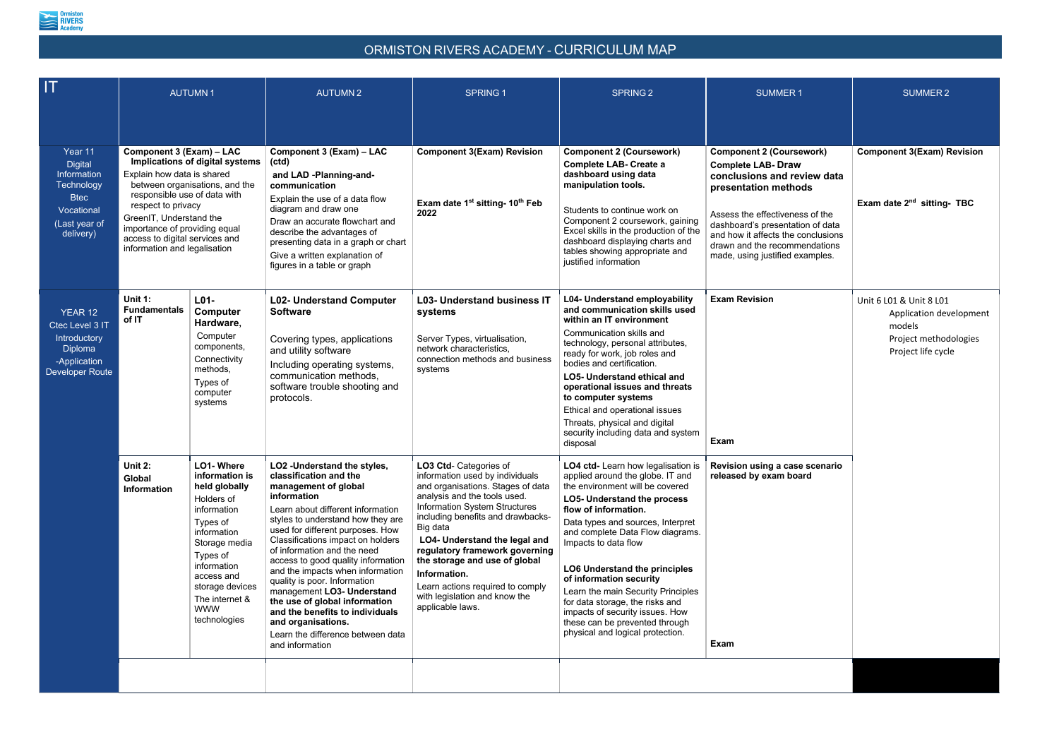# ORMISTON RIVERS ACADEMY - CURRICULUM MAP

| IT | | AUTUMN 1 | AUTUMN 2 | SPRING 1 | SPRING 2 | SUMMER 1 | SUMMER 2 |
|---|---|---|---|---|---|---|---|
| Year 11 Digital Information Technology Btec Vocational (Last year of delivery) | **Component 3 (Exam) – LAC Implications of digital systems** Explain how data is shared between organisations, and the responsible use of data with respect to privacy GreenIT, Understand the importance of providing equal access to digital services and information and legalisation | | **Component 3 (Exam) – LAC (ctd) and LAD -Planning-and-communication** Explain the use of a data flow diagram and draw one Draw an accurate flowchart and describe the advantages of presenting data in a graph or chart Give a written explanation of figures in a table or graph | **Component 3(Exam) Revision** **Exam date 1st sitting- 10th Feb 2022** | **Component 2 (Coursework)** **Complete LAB- Create a dashboard using data manipulation tools.** Students to continue work on Component 2 coursework, gaining Excel skills in the production of the dashboard displaying charts and tables showing appropriate and justified information | **Component 2 (Coursework)** **Complete LAB- Draw conclusions and review data presentation methods** Assess the effectiveness of the dashboard's presentation of data and how it affects the conclusions drawn and the recommendations made, using justified examples. | **Component 3(Exam) Revision** **Exam date 2nd sitting- TBC** |
| YEAR 12 Ctec Level 3 IT Introductory Diploma -Application Developer Route | **Unit 1: Fundamentals of IT** | **L01- Computer Hardware,** Computer components, Connectivity methods, Types of computer systems | **L02- Understand Computer Software** Covering types, applications and utility software Including operating systems, communication methods, software trouble shooting and protocols. | **L03- Understand business IT systems** Server Types, virtualisation, network characteristics, connection methods and business systems | **L04- Understand employability and communication skills used within an IT environment** Communication skills and technology, personal attributes, ready for work, job roles and bodies and certification. **LO5- Understand ethical and operational issues and threats to computer systems** Ethical and operational issues Threats, physical and digital security including data and system disposal | **Exam Revision** **Exam** | Unit 6 L01 & Unit 8 L01 Application development models Project methodologies Project life cycle |
| | **Unit 2: Global Information** | **LO1- Where information is held globally** Holders of information Types of information Storage media Types of information access and storage devices The internet & WWW technologies | **LO2 -Understand the styles, classification and the management of global information** Learn about different information styles to understand how they are used for different purposes. How Classifications impact on holders of information and the need access to good quality information and the impacts when information quality is poor. Information management **LO3- Understand the use of global information and the benefits to individuals and organisations.** Learn the difference between data and information | **LO3 Ctd**- Categories of information used by individuals and organisations. Stages of data analysis and the tools used. Information System Structures including benefits and drawbacks- Big data **LO4- Understand the legal and regulatory framework governing the storage and use of global Information.** Learn actions required to comply with legislation and know the applicable laws. | **LO4 ctd-** Learn how legalisation is applied around the globe. IT and the environment will be covered **LO5- Understand the process flow of information.** Data types and sources, Interpret and complete Data Flow diagrams. Impacts to data flow **LO6 Understand the principles of information security** Learn the main Security Principles for data storage, the risks and impacts of security issues. How these can be prevented through physical and logical protection. | **Revision using a case scenario released by exam board** **Exam** | |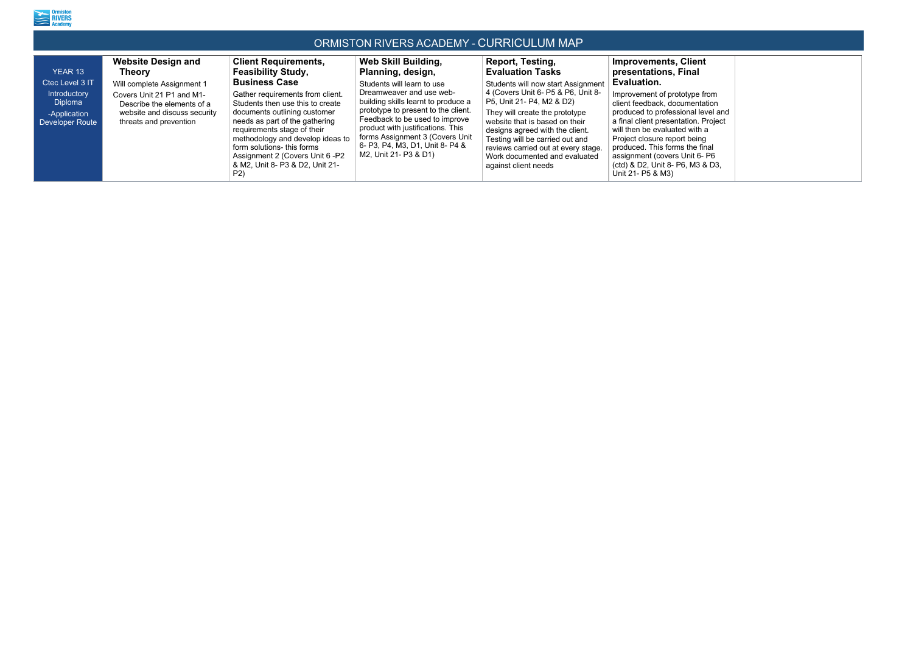# ORMISTON RIVERS ACADEMY - CURRICULUM MAP

| | | | | | | |
|---|---|---|---|---|---|---|
| YEAR 13<br>Ctec Level 3 IT<br>Introductory Diploma<br>-Application Developer Route | **Website Design and Theory**<br>Will complete Assignment 1<br>Covers Unit 21 P1 and M1- Describe the elements of a website and discuss security threats and prevention | **Client Requirements, Feasibility Study, Business Case**<br>Gather requirements from client. Students then use this to create documents outlining customer needs as part of the gathering requirements stage of their methodology and develop ideas to form solutions- this forms Assignment 2 (Covers Unit 6 -P2 & M2, Unit 8- P3 & D2, Unit 21- P2) | **Web Skill Building, Planning, design,**<br>Students will learn to use Dreamweaver and use web-building skills learnt to produce a prototype to present to the client. Feedback to be used to improve product with justifications. This forms Assignment 3 (Covers Unit 6- P3, P4, M3, D1, Unit 8- P4 & M2, Unit 21- P3 & D1) | **Report, Testing, Evaluation Tasks**<br>Students will now start Assignment 4 (Covers Unit 6- P5 & P6, Unit 8- P5, Unit 21- P4, M2 & D2)<br>They will create the prototype website that is based on their designs agreed with the client. Testing will be carried out and reviews carried out at every stage. Work documented and evaluated against client needs | **Improvements, Client presentations, Final Evaluation.**<br>Improvement of prototype from client feedback, documentation produced to professional level and a final client presentation. Project will then be evaluated with a Project closure report being produced. This forms the final assignment (covers Unit 6- P6 (ctd) & D2, Unit 8- P6, M3 & D3, Unit 21- P5 & M3) | |